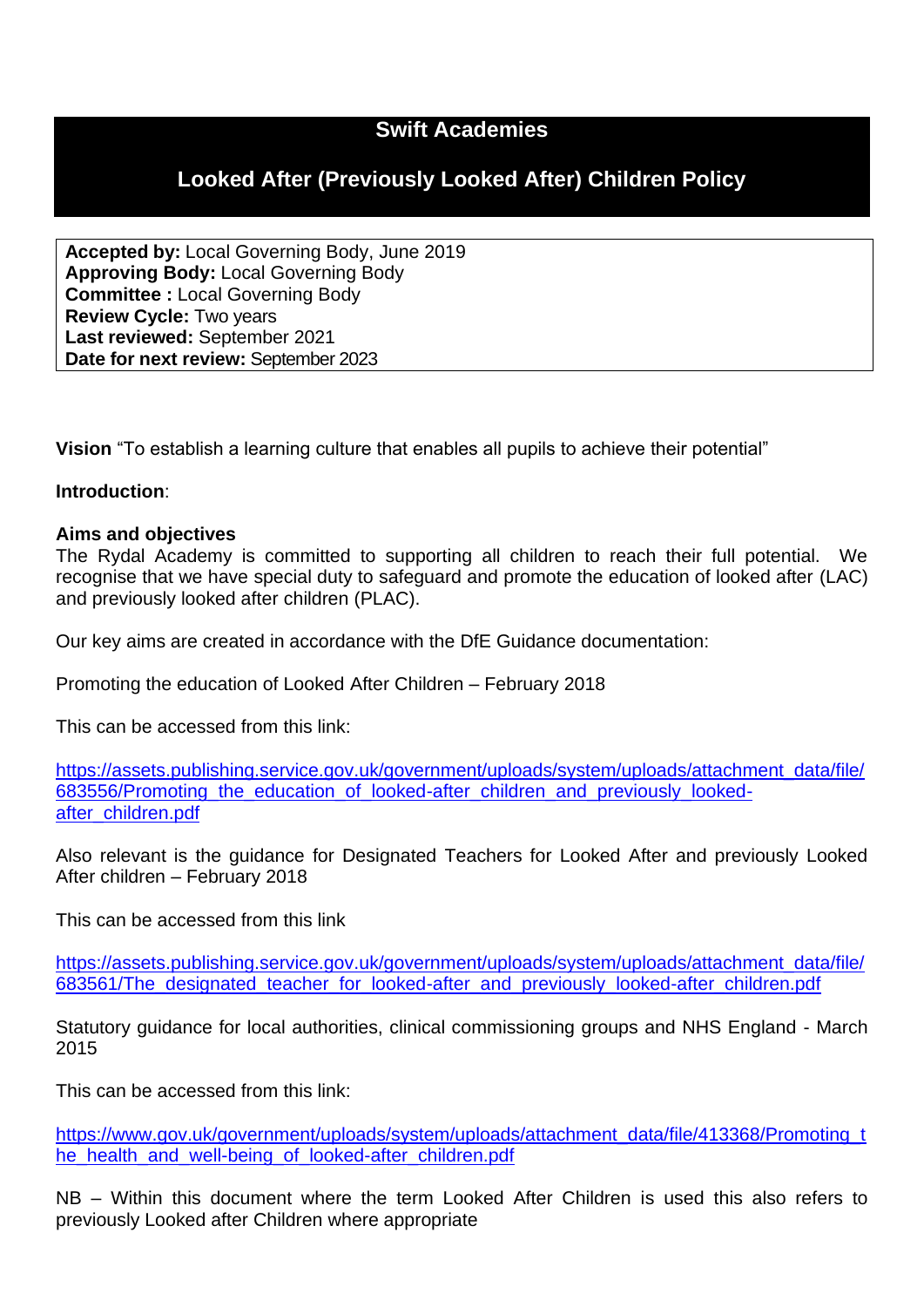# Swift Academies

## Looked After (Previously Looked After) Children Policy

**Accepted by:** Local Governing Body, June 2019
**Approving Body:** Local Governing Body
**Committee :** Local Governing Body
**Review Cycle:** Two years
**Last reviewed:** September 2021
**Date for next review:** September 2023

**Vision** "To establish a learning culture that enables all pupils to achieve their potential"

**Introduction**:

**Aims and objectives**

The Rydal Academy is committed to supporting all children to reach their full potential. We recognise that we have special duty to safeguard and promote the education of looked after (LAC) and previously looked after children (PLAC).

Our key aims are created in accordance with the DfE Guidance documentation:

Promoting the education of Looked After Children – February 2018

This can be accessed from this link:

https://assets.publishing.service.gov.uk/government/uploads/system/uploads/attachment_data/file/683556/Promoting_the_education_of_looked-after_children_and_previously_looked-after_children.pdf

Also relevant is the guidance for Designated Teachers for Looked After and previously Looked After children – February 2018

This can be accessed from this link

https://assets.publishing.service.gov.uk/government/uploads/system/uploads/attachment_data/file/683561/The_designated_teacher_for_looked-after_and_previously_looked-after_children.pdf

Statutory guidance for local authorities, clinical commissioning groups and NHS England - March 2015

This can be accessed from this link:

https://www.gov.uk/government/uploads/system/uploads/attachment_data/file/413368/Promoting_the_health_and_well-being_of_looked-after_children.pdf

NB – Within this document where the term Looked After Children is used this also refers to previously Looked after Children where appropriate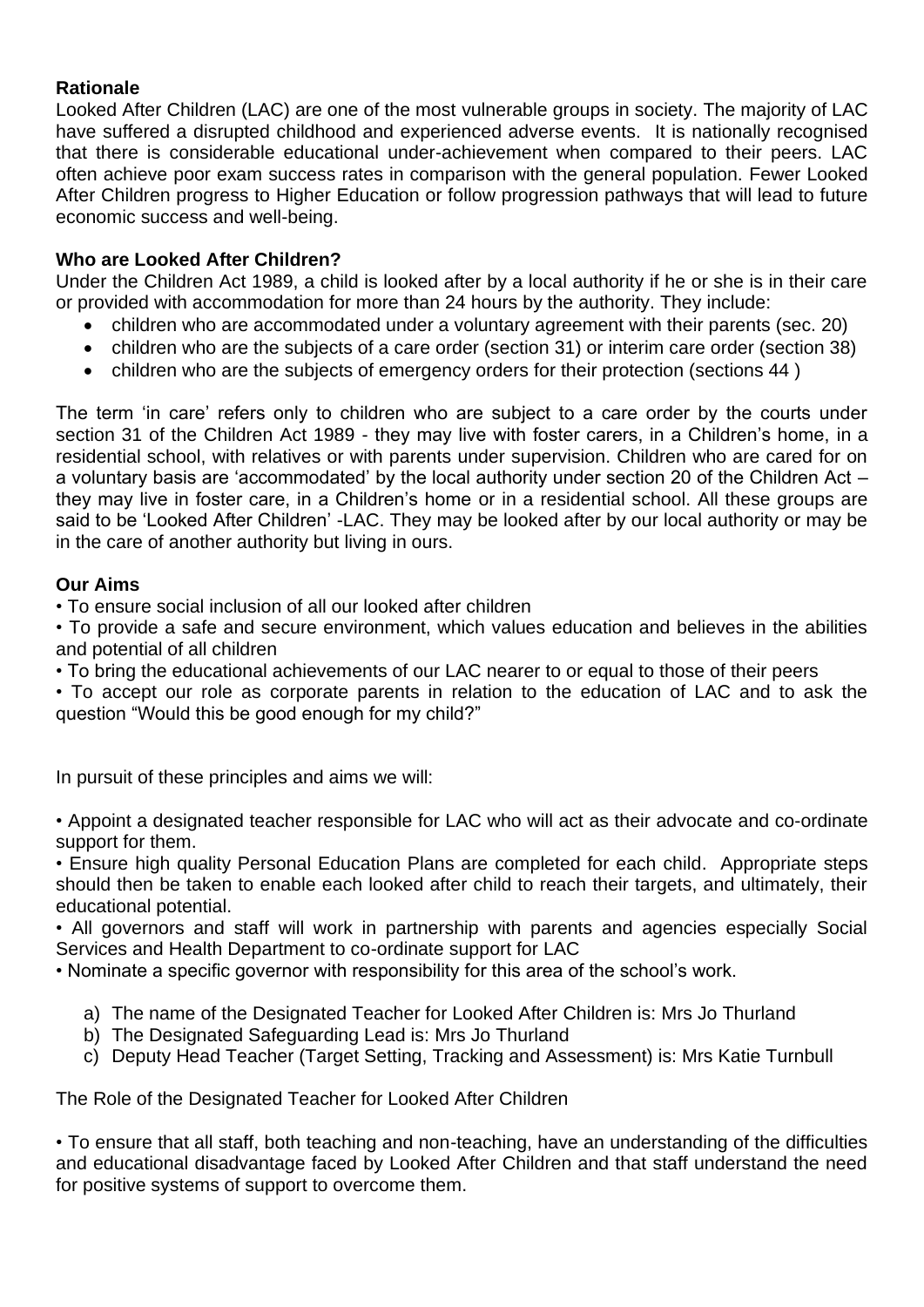**Rationale**

Looked After Children (LAC) are one of the most vulnerable groups in society. The majority of LAC have suffered a disrupted childhood and experienced adverse events. It is nationally recognised that there is considerable educational under-achievement when compared to their peers. LAC often achieve poor exam success rates in comparison with the general population. Fewer Looked After Children progress to Higher Education or follow progression pathways that will lead to future economic success and well-being.

**Who are Looked After Children?**

Under the Children Act 1989, a child is looked after by a local authority if he or she is in their care or provided with accommodation for more than 24 hours by the authority. They include:

- children who are accommodated under a voluntary agreement with their parents (sec. 20)
- children who are the subjects of a care order (section 31) or interim care order (section 38)
- children who are the subjects of emergency orders for their protection (sections 44 )

The term 'in care' refers only to children who are subject to a care order by the courts under section 31 of the Children Act 1989 - they may live with foster carers, in a Children's home, in a residential school, with relatives or with parents under supervision. Children who are cared for on a voluntary basis are 'accommodated' by the local authority under section 20 of the Children Act – they may live in foster care, in a Children's home or in a residential school. All these groups are said to be 'Looked After Children' -LAC. They may be looked after by our local authority or may be in the care of another authority but living in ours.

**Our Aims**

• To ensure social inclusion of all our looked after children

• To provide a safe and secure environment, which values education and believes in the abilities and potential of all children

• To bring the educational achievements of our LAC nearer to or equal to those of their peers

• To accept our role as corporate parents in relation to the education of LAC and to ask the question "Would this be good enough for my child?"

In pursuit of these principles and aims we will:

• Appoint a designated teacher responsible for LAC who will act as their advocate and co-ordinate support for them.

• Ensure high quality Personal Education Plans are completed for each child. Appropriate steps should then be taken to enable each looked after child to reach their targets, and ultimately, their educational potential.

• All governors and staff will work in partnership with parents and agencies especially Social Services and Health Department to co-ordinate support for LAC

• Nominate a specific governor with responsibility for this area of the school's work.

a) The name of the Designated Teacher for Looked After Children is: Mrs Jo Thurland
b) The Designated Safeguarding Lead is: Mrs Jo Thurland
c) Deputy Head Teacher (Target Setting, Tracking and Assessment) is: Mrs Katie Turnbull

The Role of the Designated Teacher for Looked After Children

• To ensure that all staff, both teaching and non-teaching, have an understanding of the difficulties and educational disadvantage faced by Looked After Children and that staff understand the need for positive systems of support to overcome them.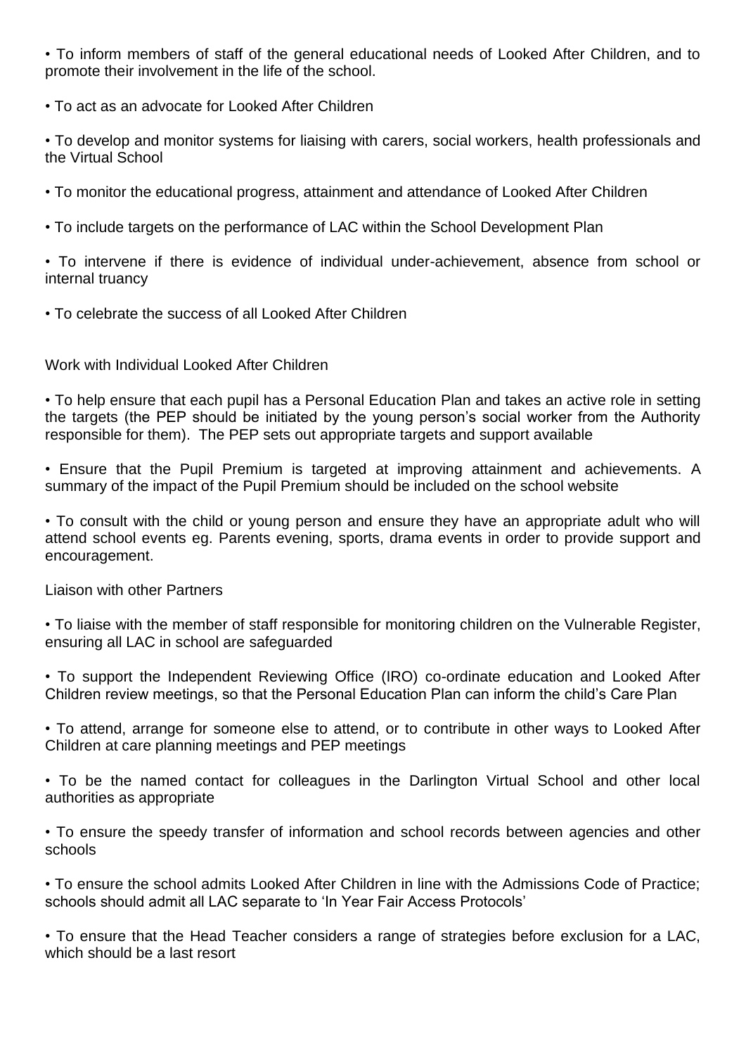- To inform members of staff of the general educational needs of Looked After Children, and to promote their involvement in the life of the school.
- To act as an advocate for Looked After Children
- To develop and monitor systems for liaising with carers, social workers, health professionals and the Virtual School
- To monitor the educational progress, attainment and attendance of Looked After Children
- To include targets on the performance of LAC within the School Development Plan
- To intervene if there is evidence of individual under-achievement, absence from school or internal truancy
- To celebrate the success of all Looked After Children

Work with Individual Looked After Children

- To help ensure that each pupil has a Personal Education Plan and takes an active role in setting the targets (the PEP should be initiated by the young person's social worker from the Authority responsible for them). The PEP sets out appropriate targets and support available
- Ensure that the Pupil Premium is targeted at improving attainment and achievements. A summary of the impact of the Pupil Premium should be included on the school website
- To consult with the child or young person and ensure they have an appropriate adult who will attend school events eg. Parents evening, sports, drama events in order to provide support and encouragement.

Liaison with other Partners

- To liaise with the member of staff responsible for monitoring children on the Vulnerable Register, ensuring all LAC in school are safeguarded
- To support the Independent Reviewing Office (IRO) co-ordinate education and Looked After Children review meetings, so that the Personal Education Plan can inform the child's Care Plan
- To attend, arrange for someone else to attend, or to contribute in other ways to Looked After Children at care planning meetings and PEP meetings
- To be the named contact for colleagues in the Darlington Virtual School and other local authorities as appropriate
- To ensure the speedy transfer of information and school records between agencies and other schools
- To ensure the school admits Looked After Children in line with the Admissions Code of Practice; schools should admit all LAC separate to 'In Year Fair Access Protocols'
- To ensure that the Head Teacher considers a range of strategies before exclusion for a LAC, which should be a last resort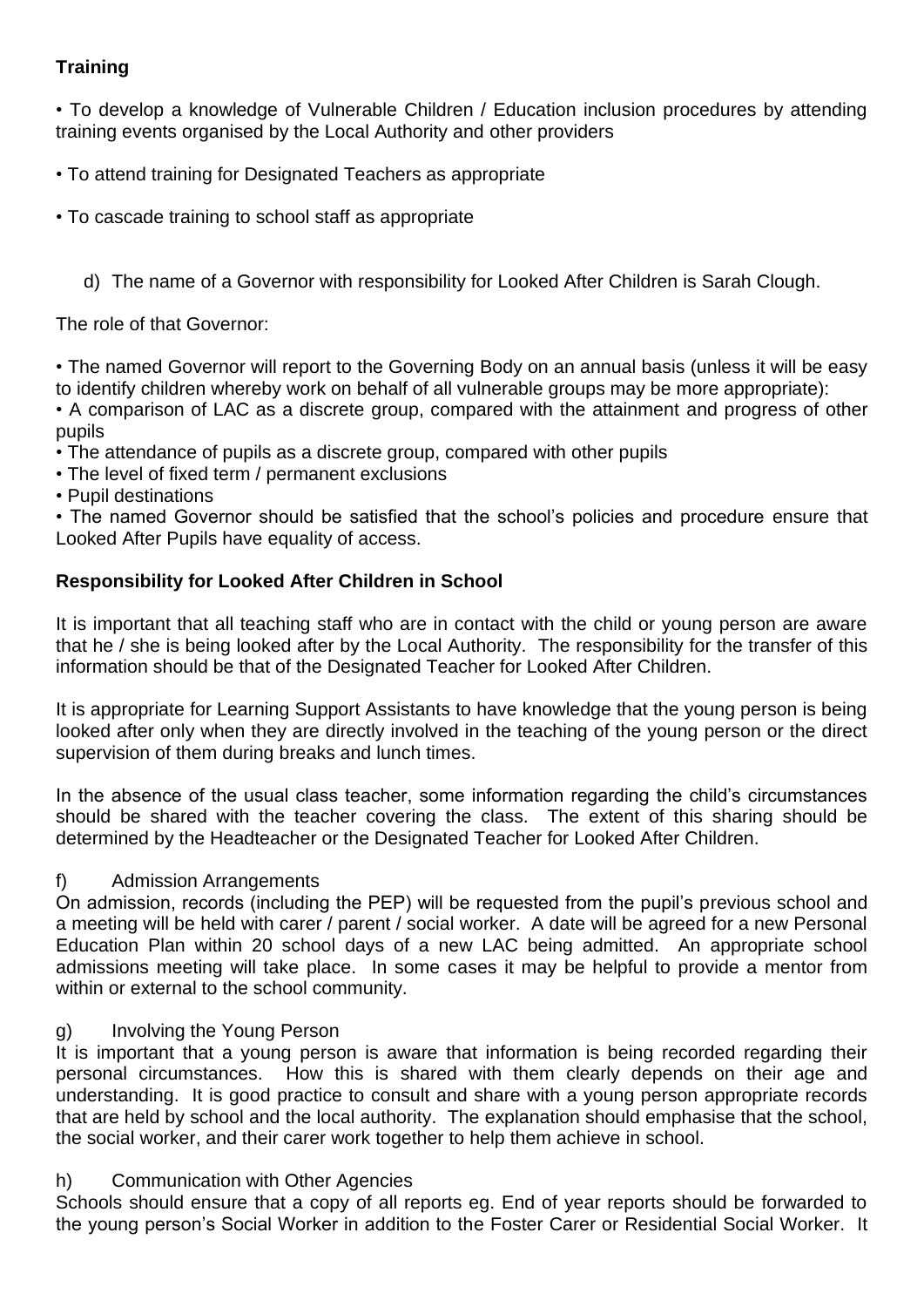**Training**

- To develop a knowledge of Vulnerable Children / Education inclusion procedures by attending training events organised by the Local Authority and other providers
- To attend training for Designated Teachers as appropriate
- To cascade training to school staff as appropriate

d) The name of a Governor with responsibility for Looked After Children is Sarah Clough.

The role of that Governor:

- The named Governor will report to the Governing Body on an annual basis (unless it will be easy to identify children whereby work on behalf of all vulnerable groups may be more appropriate):
- A comparison of LAC as a discrete group, compared with the attainment and progress of other pupils
- The attendance of pupils as a discrete group, compared with other pupils
- The level of fixed term / permanent exclusions
- Pupil destinations
- The named Governor should be satisfied that the school's policies and procedure ensure that Looked After Pupils have equality of access.

**Responsibility for Looked After Children in School**

It is important that all teaching staff who are in contact with the child or young person are aware that he / she is being looked after by the Local Authority. The responsibility for the transfer of this information should be that of the Designated Teacher for Looked After Children.

It is appropriate for Learning Support Assistants to have knowledge that the young person is being looked after only when they are directly involved in the teaching of the young person or the direct supervision of them during breaks and lunch times.

In the absence of the usual class teacher, some information regarding the child's circumstances should be shared with the teacher covering the class. The extent of this sharing should be determined by the Headteacher or the Designated Teacher for Looked After Children.

f) Admission Arrangements

On admission, records (including the PEP) will be requested from the pupil's previous school and a meeting will be held with carer / parent / social worker. A date will be agreed for a new Personal Education Plan within 20 school days of a new LAC being admitted. An appropriate school admissions meeting will take place. In some cases it may be helpful to provide a mentor from within or external to the school community.

g) Involving the Young Person

It is important that a young person is aware that information is being recorded regarding their personal circumstances. How this is shared with them clearly depends on their age and understanding. It is good practice to consult and share with a young person appropriate records that are held by school and the local authority. The explanation should emphasise that the school, the social worker, and their carer work together to help them achieve in school.

h) Communication with Other Agencies

Schools should ensure that a copy of all reports eg. End of year reports should be forwarded to the young person's Social Worker in addition to the Foster Carer or Residential Social Worker. It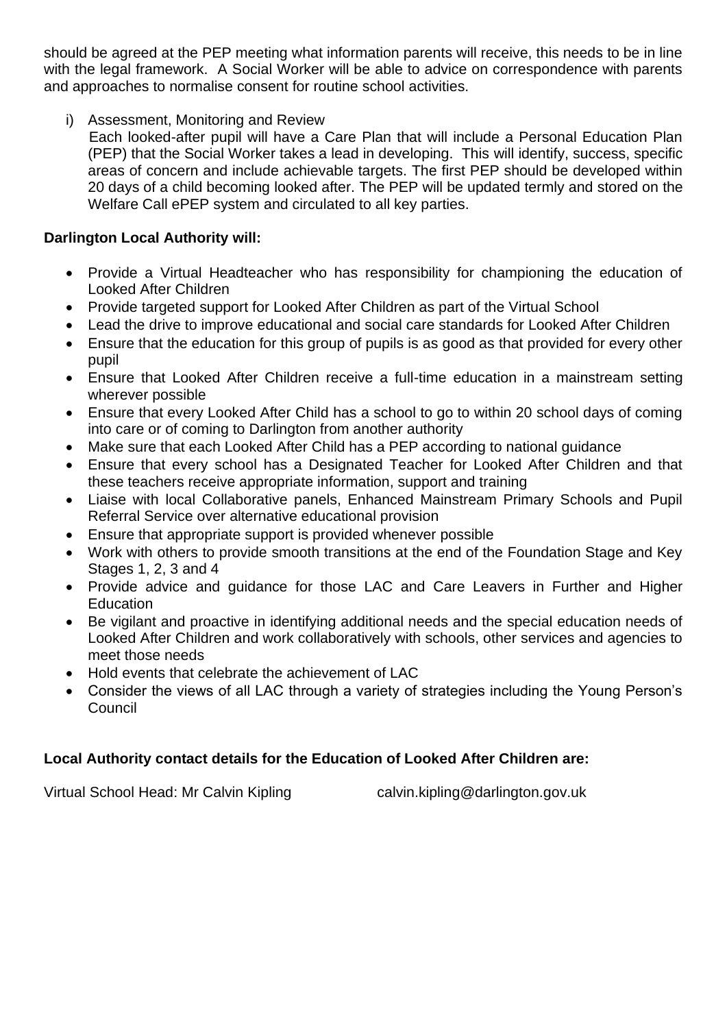should be agreed at the PEP meeting what information parents will receive, this needs to be in line with the legal framework. A Social Worker will be able to advice on correspondence with parents and approaches to normalise consent for routine school activities.

i) Assessment, Monitoring and Review

Each looked-after pupil will have a Care Plan that will include a Personal Education Plan (PEP) that the Social Worker takes a lead in developing. This will identify, success, specific areas of concern and include achievable targets. The first PEP should be developed within 20 days of a child becoming looked after. The PEP will be updated termly and stored on the Welfare Call ePEP system and circulated to all key parties.

**Darlington Local Authority will:**

- Provide a Virtual Headteacher who has responsibility for championing the education of Looked After Children
- Provide targeted support for Looked After Children as part of the Virtual School
- Lead the drive to improve educational and social care standards for Looked After Children
- Ensure that the education for this group of pupils is as good as that provided for every other pupil
- Ensure that Looked After Children receive a full-time education in a mainstream setting wherever possible
- Ensure that every Looked After Child has a school to go to within 20 school days of coming into care or of coming to Darlington from another authority
- Make sure that each Looked After Child has a PEP according to national guidance
- Ensure that every school has a Designated Teacher for Looked After Children and that these teachers receive appropriate information, support and training
- Liaise with local Collaborative panels, Enhanced Mainstream Primary Schools and Pupil Referral Service over alternative educational provision
- Ensure that appropriate support is provided whenever possible
- Work with others to provide smooth transitions at the end of the Foundation Stage and Key Stages 1, 2, 3 and 4
- Provide advice and guidance for those LAC and Care Leavers in Further and Higher Education
- Be vigilant and proactive in identifying additional needs and the special education needs of Looked After Children and work collaboratively with schools, other services and agencies to meet those needs
- Hold events that celebrate the achievement of LAC
- Consider the views of all LAC through a variety of strategies including the Young Person's Council

**Local Authority contact details for the Education of Looked After Children are:**

Virtual School Head: Mr Calvin Kipling calvin.kipling@darlington.gov.uk